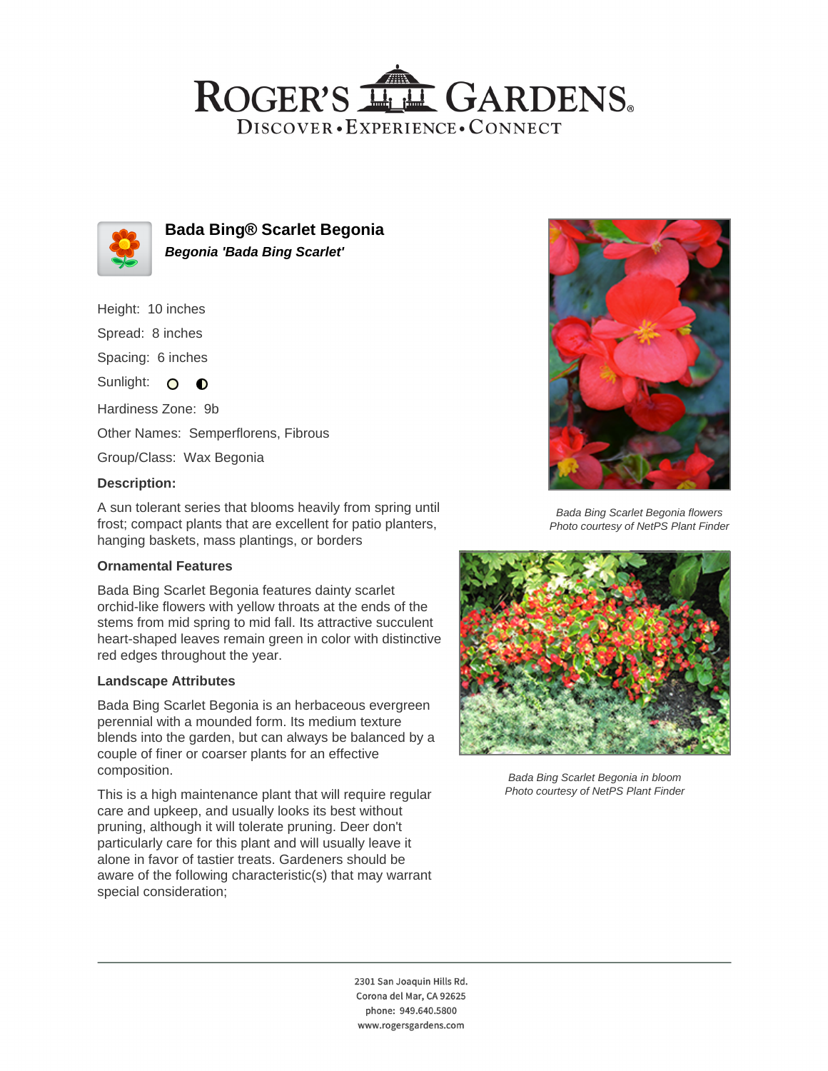# Bada Bing® Scarlet Begonia

***Begonia 'Bada Bing Scarlet'***

Height: 10 inches

Spread: 8 inches

Spacing: 6 inches

Sunlight:

Hardiness Zone: 9b

Other Names: Semperflorens, Fibrous

Group/Class: Wax Begonia

### Description:

A sun tolerant series that blooms heavily from spring until frost; compact plants that are excellent for patio planters, hanging baskets, mass plantings, or borders

### Ornamental Features

Bada Bing Scarlet Begonia features dainty scarlet orchid-like flowers with yellow throats at the ends of the stems from mid spring to mid fall. Its attractive succulent heart-shaped leaves remain green in color with distinctive red edges throughout the year.

### Landscape Attributes

Bada Bing Scarlet Begonia is an herbaceous evergreen perennial with a mounded form. Its medium texture blends into the garden, but can always be balanced by a couple of finer or coarser plants for an effective composition.

This is a high maintenance plant that will require regular care and upkeep, and usually looks its best without pruning, although it will tolerate pruning. Deer don't particularly care for this plant and will usually leave it alone in favor of tastier treats. Gardeners should be aware of the following characteristic(s) that may warrant special consideration;

*Bada Bing Scarlet Begonia flowers*
*Photo courtesy of NetPS Plant Finder*

*Bada Bing Scarlet Begonia in bloom*
*Photo courtesy of NetPS Plant Finder*

2301 San Joaquin Hills Rd.
Corona del Mar, CA 92625
phone: 949.640.5800
www.rogersgardens.com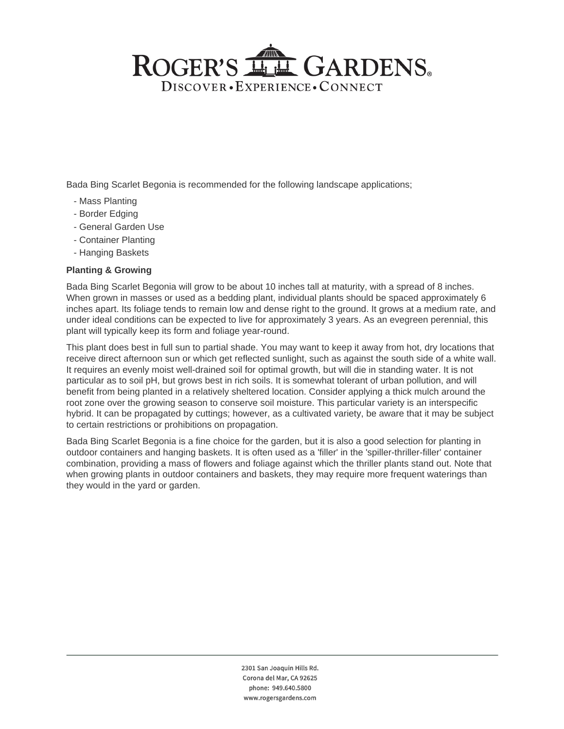Bada Bing Scarlet Begonia is recommended for the following landscape applications;

- Mass Planting
- Border Edging
- General Garden Use
- Container Planting
- Hanging Baskets

**Planting & Growing**

Bada Bing Scarlet Begonia will grow to be about 10 inches tall at maturity, with a spread of 8 inches. When grown in masses or used as a bedding plant, individual plants should be spaced approximately 6 inches apart. Its foliage tends to remain low and dense right to the ground. It grows at a medium rate, and under ideal conditions can be expected to live for approximately 3 years. As an evegreen perennial, this plant will typically keep its form and foliage year-round.

This plant does best in full sun to partial shade. You may want to keep it away from hot, dry locations that receive direct afternoon sun or which get reflected sunlight, such as against the south side of a white wall. It requires an evenly moist well-drained soil for optimal growth, but will die in standing water. It is not particular as to soil pH, but grows best in rich soils. It is somewhat tolerant of urban pollution, and will benefit from being planted in a relatively sheltered location. Consider applying a thick mulch around the root zone over the growing season to conserve soil moisture. This particular variety is an interspecific hybrid. It can be propagated by cuttings; however, as a cultivated variety, be aware that it may be subject to certain restrictions or prohibitions on propagation.

Bada Bing Scarlet Begonia is a fine choice for the garden, but it is also a good selection for planting in outdoor containers and hanging baskets. It is often used as a 'filler' in the 'spiller-thriller-filler' container combination, providing a mass of flowers and foliage against which the thriller plants stand out. Note that when growing plants in outdoor containers and baskets, they may require more frequent waterings than they would in the yard or garden.